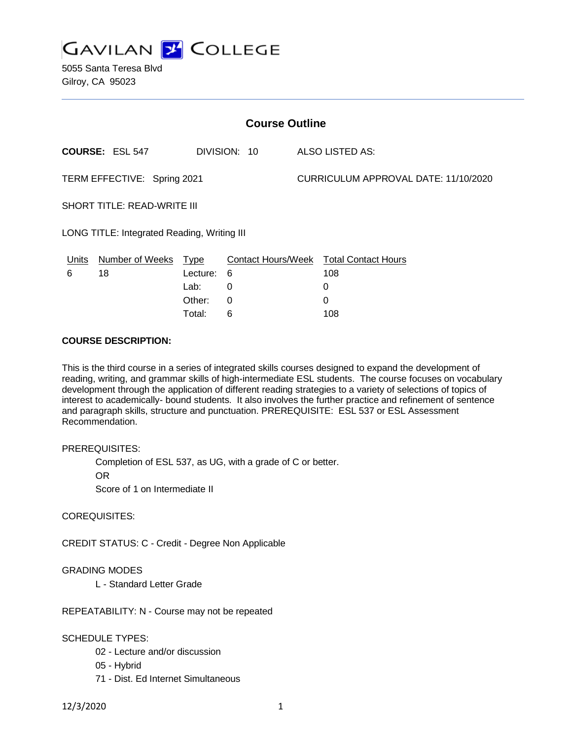# GAVILAN COLLEGE

5055 Santa Teresa Blvd
Gilroy, CA 95023

## Course Outline

**COURSE:** ESL 547 DIVISION: 10 ALSO LISTED AS:

TERM EFFECTIVE: Spring 2021 CURRICULUM APPROVAL DATE: 11/10/2020

SHORT TITLE: READ-WRITE III

LONG TITLE: Integrated Reading, Writing III

| Units | Number of Weeks | Type | Contact Hours/Week | Total Contact Hours |
|---|---|---|---|---|
| 6 | 18 | Lecture: | 6 | 108 |
| | | Lab: | 0 | 0 |
| | | Other: | 0 | 0 |
| | | Total: | 6 | 108 |

**COURSE DESCRIPTION:**

This is the third course in a series of integrated skills courses designed to expand the development of reading, writing, and grammar skills of high-intermediate ESL students. The course focuses on vocabulary development through the application of different reading strategies to a variety of selections of topics of interest to academically- bound students. It also involves the further practice and refinement of sentence and paragraph skills, structure and punctuation. PREREQUISITE: ESL 537 or ESL Assessment Recommendation.

PREREQUISITES:

Completion of ESL 537, as UG, with a grade of C or better.

OR

Score of 1 on Intermediate II

COREQUISITES:

CREDIT STATUS: C - Credit - Degree Non Applicable

GRADING MODES

L - Standard Letter Grade

REPEATABILITY: N - Course may not be repeated

SCHEDULE TYPES:

02 - Lecture and/or discussion

05 - Hybrid

71 - Dist. Ed Internet Simultaneous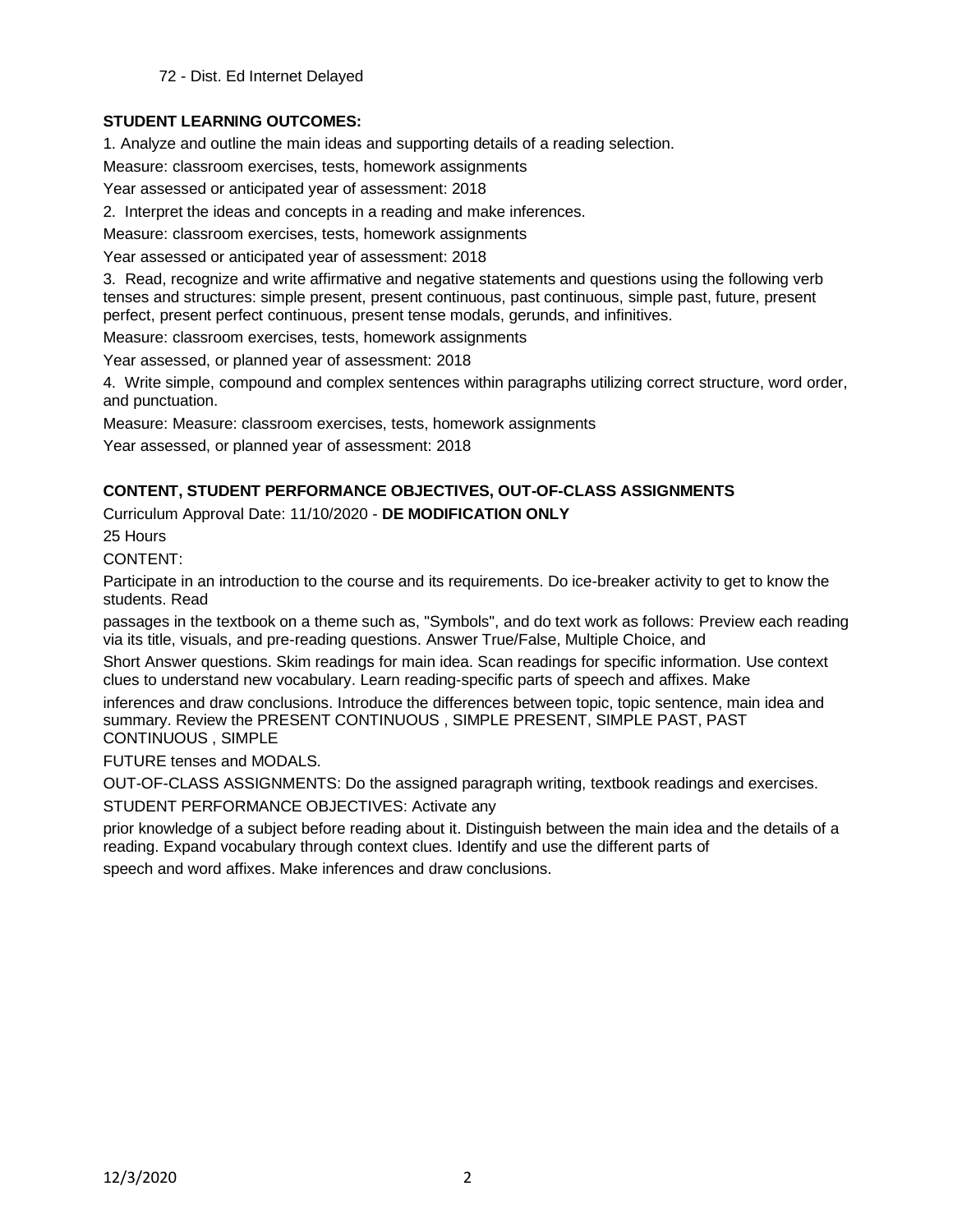72 - Dist. Ed Internet Delayed

**STUDENT LEARNING OUTCOMES:**

1. Analyze and outline the main ideas and supporting details of a reading selection.

Measure: classroom exercises, tests, homework assignments

Year assessed or anticipated year of assessment: 2018

2. Interpret the ideas and concepts in a reading and make inferences.

Measure: classroom exercises, tests, homework assignments

Year assessed or anticipated year of assessment: 2018

3. Read, recognize and write affirmative and negative statements and questions using the following verb tenses and structures: simple present, present continuous, past continuous, simple past, future, present perfect, present perfect continuous, present tense modals, gerunds, and infinitives.

Measure: classroom exercises, tests, homework assignments

Year assessed, or planned year of assessment: 2018

4. Write simple, compound and complex sentences within paragraphs utilizing correct structure, word order, and punctuation.

Measure: Measure: classroom exercises, tests, homework assignments

Year assessed, or planned year of assessment: 2018

**CONTENT, STUDENT PERFORMANCE OBJECTIVES, OUT-OF-CLASS ASSIGNMENTS**

Curriculum Approval Date: 11/10/2020 - **DE MODIFICATION ONLY**

25 Hours

CONTENT:

Participate in an introduction to the course and its requirements. Do ice-breaker activity to get to know the students. Read passages in the textbook on a theme such as, "Symbols", and do text work as follows: Preview each reading via its title, visuals, and pre-reading questions. Answer True/False, Multiple Choice, and Short Answer questions. Skim readings for main idea. Scan readings for specific information. Use context clues to understand new vocabulary. Learn reading-specific parts of speech and affixes. Make inferences and draw conclusions. Introduce the differences between topic, topic sentence, main idea and summary. Review the PRESENT CONTINUOUS , SIMPLE PRESENT, SIMPLE PAST, PAST CONTINUOUS , SIMPLE FUTURE tenses and MODALS.

OUT-OF-CLASS ASSIGNMENTS: Do the assigned paragraph writing, textbook readings and exercises.

STUDENT PERFORMANCE OBJECTIVES: Activate any prior knowledge of a subject before reading about it. Distinguish between the main idea and the details of a reading. Expand vocabulary through context clues. Identify and use the different parts of speech and word affixes. Make inferences and draw conclusions.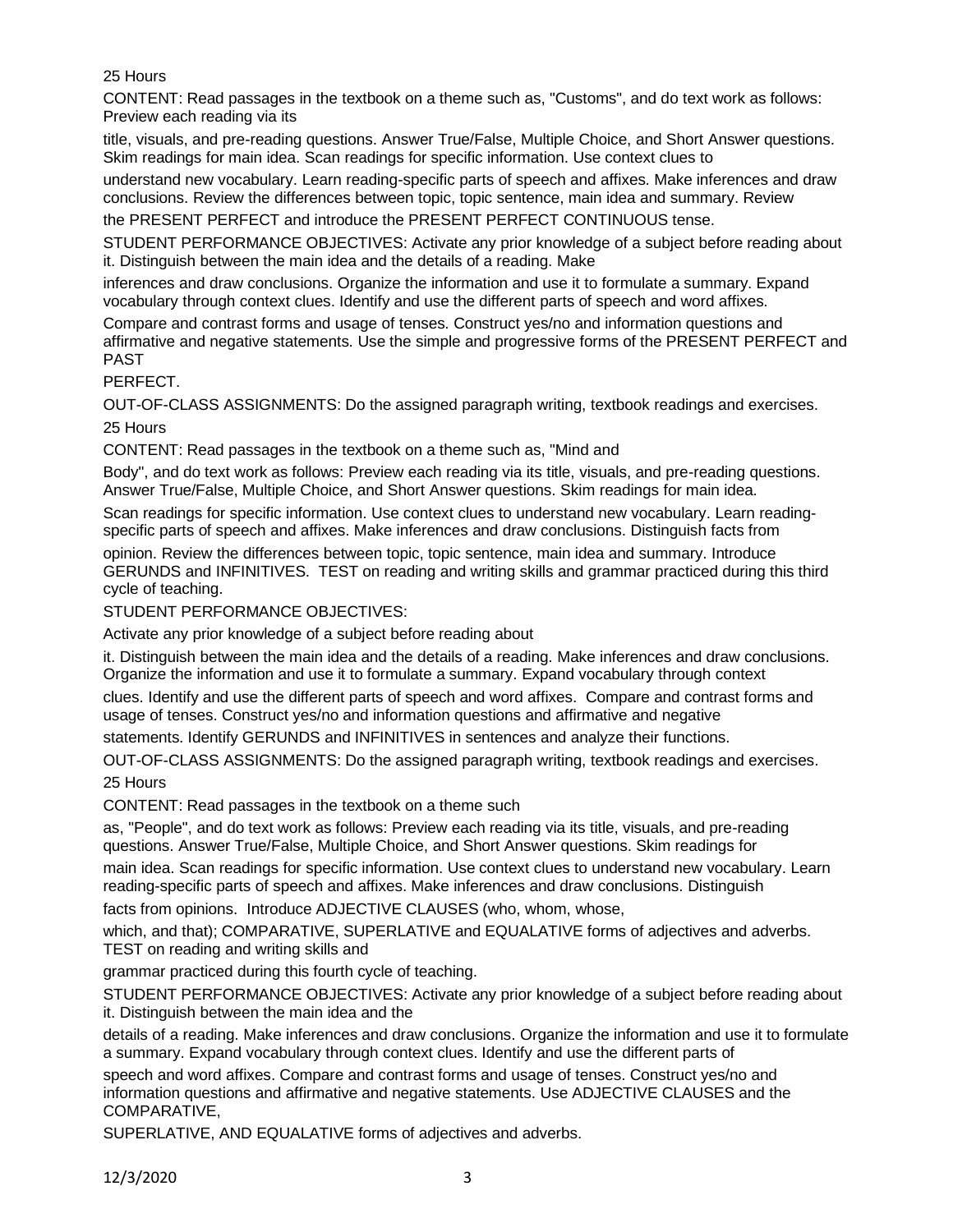25 Hours

CONTENT: Read passages in the textbook on a theme such as, "Customs", and do text work as follows: Preview each reading via its title, visuals, and pre-reading questions. Answer True/False, Multiple Choice, and Short Answer questions. Skim readings for main idea. Scan readings for specific information. Use context clues to understand new vocabulary. Learn reading-specific parts of speech and affixes. Make inferences and draw conclusions. Review the differences between topic, topic sentence, main idea and summary. Review the PRESENT PERFECT and introduce the PRESENT PERFECT CONTINUOUS tense.

STUDENT PERFORMANCE OBJECTIVES: Activate any prior knowledge of a subject before reading about it. Distinguish between the main idea and the details of a reading. Make inferences and draw conclusions. Organize the information and use it to formulate a summary. Expand vocabulary through context clues. Identify and use the different parts of speech and word affixes. Compare and contrast forms and usage of tenses. Construct yes/no and information questions and affirmative and negative statements. Use the simple and progressive forms of the PRESENT PERFECT and PAST PERFECT.

OUT-OF-CLASS ASSIGNMENTS: Do the assigned paragraph writing, textbook readings and exercises.

25 Hours

CONTENT: Read passages in the textbook on a theme such as, "Mind and Body", and do text work as follows: Preview each reading via its title, visuals, and pre-reading questions. Answer True/False, Multiple Choice, and Short Answer questions. Skim readings for main idea. Scan readings for specific information. Use context clues to understand new vocabulary. Learn reading-specific parts of speech and affixes. Make inferences and draw conclusions. Distinguish facts from opinion. Review the differences between topic, topic sentence, main idea and summary. Introduce GERUNDS and INFINITIVES. TEST on reading and writing skills and grammar practiced during this third cycle of teaching.

STUDENT PERFORMANCE OBJECTIVES:

Activate any prior knowledge of a subject before reading about it. Distinguish between the main idea and the details of a reading. Make inferences and draw conclusions. Organize the information and use it to formulate a summary. Expand vocabulary through context clues. Identify and use the different parts of speech and word affixes. Compare and contrast forms and usage of tenses. Construct yes/no and information questions and affirmative and negative statements. Identify GERUNDS and INFINITIVES in sentences and analyze their functions.

OUT-OF-CLASS ASSIGNMENTS: Do the assigned paragraph writing, textbook readings and exercises.

25 Hours

CONTENT: Read passages in the textbook on a theme such as, "People", and do text work as follows: Preview each reading via its title, visuals, and pre-reading questions. Answer True/False, Multiple Choice, and Short Answer questions. Skim readings for main idea. Scan readings for specific information. Use context clues to understand new vocabulary. Learn reading-specific parts of speech and affixes. Make inferences and draw conclusions. Distinguish facts from opinions. Introduce ADJECTIVE CLAUSES (who, whom, whose, which, and that); COMPARATIVE, SUPERLATIVE and EQUALATIVE forms of adjectives and adverbs. TEST on reading and writing skills and grammar practiced during this fourth cycle of teaching.

STUDENT PERFORMANCE OBJECTIVES: Activate any prior knowledge of a subject before reading about it. Distinguish between the main idea and the details of a reading. Make inferences and draw conclusions. Organize the information and use it to formulate a summary. Expand vocabulary through context clues. Identify and use the different parts of speech and word affixes. Compare and contrast forms and usage of tenses. Construct yes/no and information questions and affirmative and negative statements. Use ADJECTIVE CLAUSES and the COMPARATIVE, SUPERLATIVE, AND EQUALATIVE forms of adjectives and adverbs.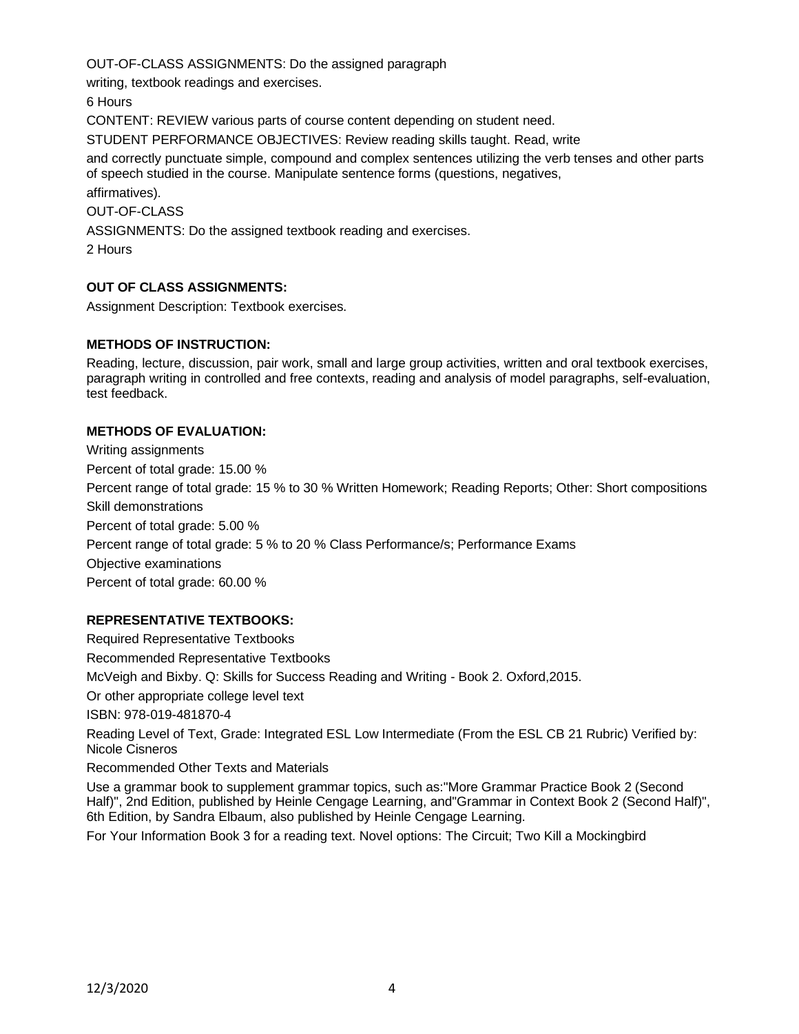OUT-OF-CLASS ASSIGNMENTS: Do the assigned paragraph

writing, textbook readings and exercises.

6 Hours

CONTENT: REVIEW various parts of course content depending on student need.

STUDENT PERFORMANCE OBJECTIVES: Review reading skills taught. Read, write

and correctly punctuate simple, compound and complex sentences utilizing the verb tenses and other parts of speech studied in the course. Manipulate sentence forms (questions, negatives,

affirmatives).

OUT-OF-CLASS

ASSIGNMENTS: Do the assigned textbook reading and exercises.

2 Hours

**OUT OF CLASS ASSIGNMENTS:**

Assignment Description: Textbook exercises.

**METHODS OF INSTRUCTION:**

Reading, lecture, discussion, pair work, small and large group activities, written and oral textbook exercises, paragraph writing in controlled and free contexts, reading and analysis of model paragraphs, self-evaluation, test feedback.

**METHODS OF EVALUATION:**

Writing assignments

Percent of total grade: 15.00 %

Percent range of total grade: 15 % to 30 % Written Homework; Reading Reports; Other: Short compositions

Skill demonstrations

Percent of total grade: 5.00 %

Percent range of total grade: 5 % to 20 % Class Performance/s; Performance Exams

Objective examinations

Percent of total grade: 60.00 %

**REPRESENTATIVE TEXTBOOKS:**

Required Representative Textbooks

Recommended Representative Textbooks

McVeigh and Bixby. Q: Skills for Success Reading and Writing - Book 2. Oxford,2015.

Or other appropriate college level text

ISBN: 978-019-481870-4

Reading Level of Text, Grade: Integrated ESL Low Intermediate (From the ESL CB 21 Rubric) Verified by: Nicole Cisneros

Recommended Other Texts and Materials

Use a grammar book to supplement grammar topics, such as:"More Grammar Practice Book 2 (Second Half)", 2nd Edition, published by Heinle Cengage Learning, and"Grammar in Context Book 2 (Second Half)", 6th Edition, by Sandra Elbaum, also published by Heinle Cengage Learning.

For Your Information Book 3 for a reading text. Novel options: The Circuit; Two Kill a Mockingbird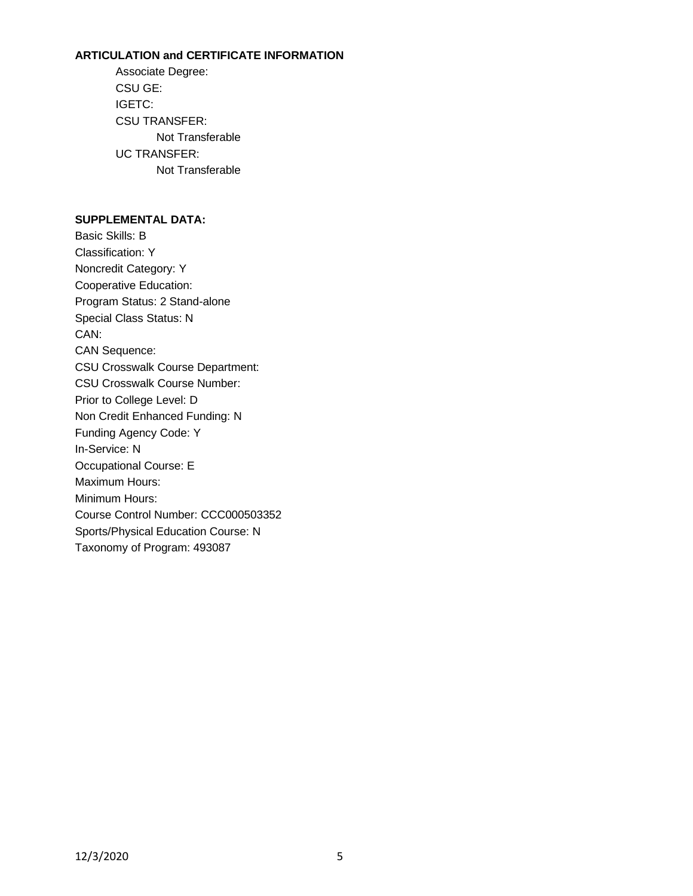**ARTICULATION and CERTIFICATE INFORMATION**

Associate Degree:
CSU GE:
IGETC:
CSU TRANSFER:
Not Transferable
UC TRANSFER:
Not Transferable

**SUPPLEMENTAL DATA:**

Basic Skills: B
Classification: Y
Noncredit Category: Y
Cooperative Education:
Program Status: 2 Stand-alone
Special Class Status: N
CAN:
CAN Sequence:
CSU Crosswalk Course Department:
CSU Crosswalk Course Number:
Prior to College Level: D
Non Credit Enhanced Funding: N
Funding Agency Code: Y
In-Service: N
Occupational Course: E
Maximum Hours:
Minimum Hours:
Course Control Number: CCC000503352
Sports/Physical Education Course: N
Taxonomy of Program: 493087